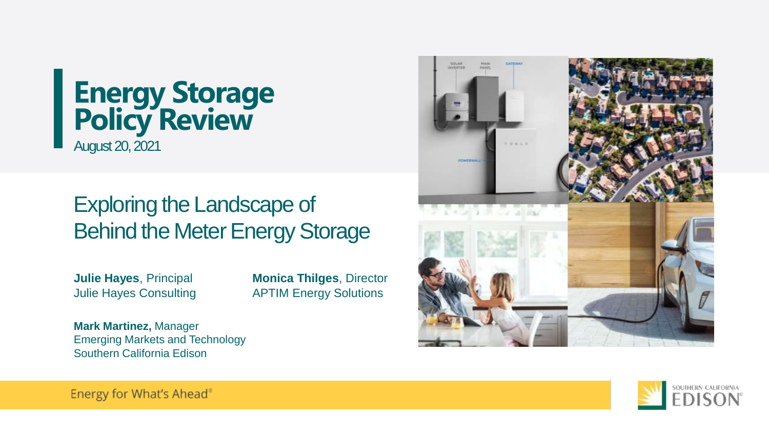# Energy Storage Policy Review

August 20, 2021

## Exploring the Landscape of Behind the Meter Energy Storage

**Julie Hayes**, Principal
Julie Hayes Consulting

**Monica Thilges**, Director
APTIM Energy Solutions

**Mark Martinez,** Manager
Emerging Markets and Technology
Southern California Edison

Energy for What's Ahead®

SOUTHERN CALIFORNIA EDISON®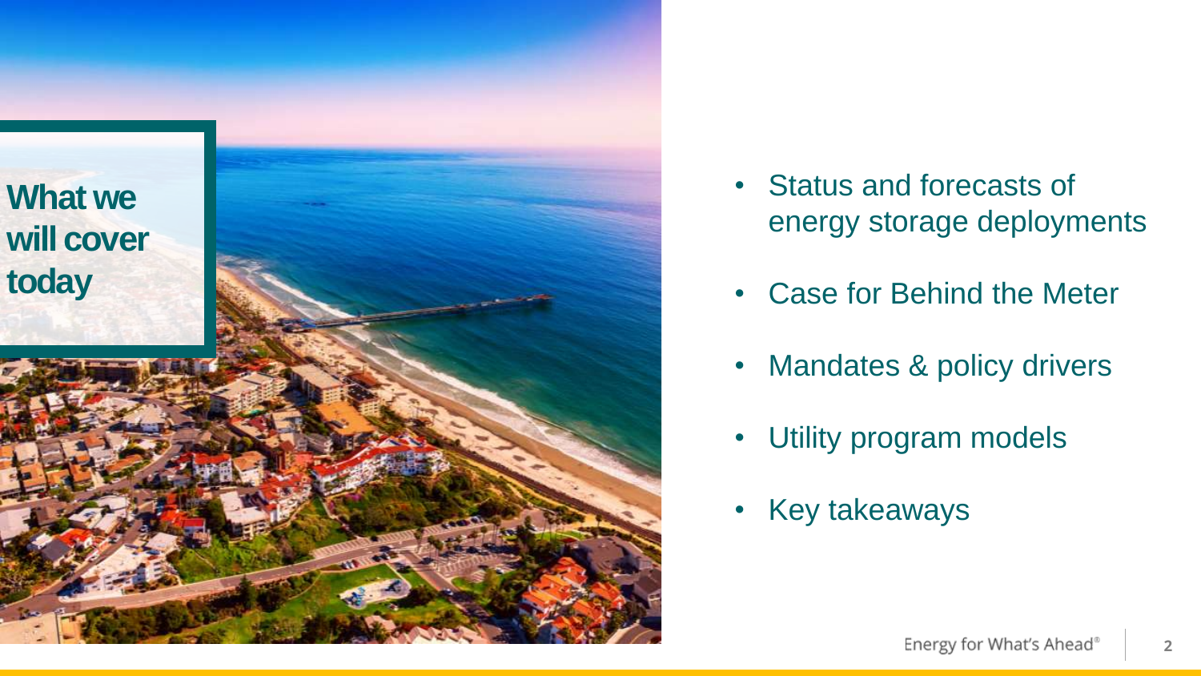# What we will cover today

- Status and forecasts of energy storage deployments
- Case for Behind the Meter
- Mandates & policy drivers
- Utility program models
- Key takeaways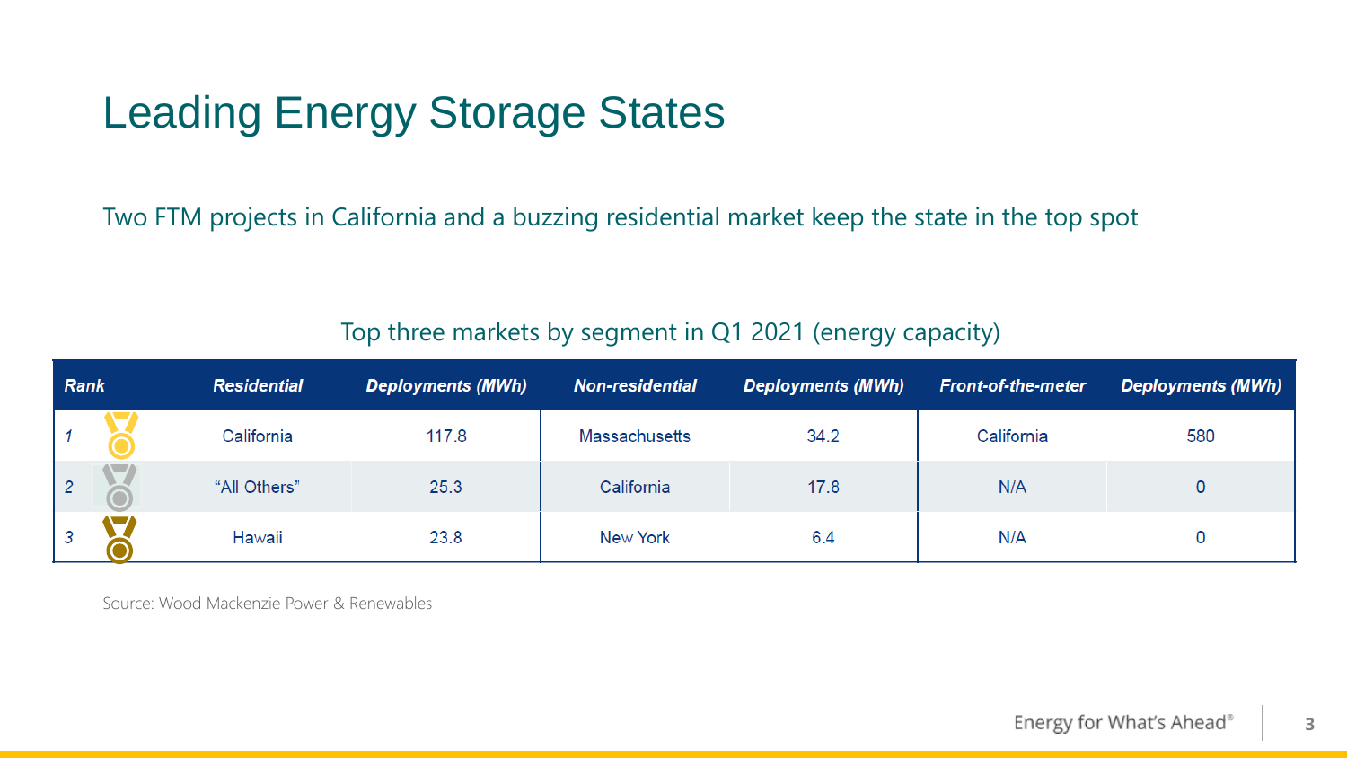# Leading Energy Storage States

Two FTM projects in California and a buzzing residential market keep the state in the top spot

Top three markets by segment in Q1 2021 (energy capacity)

| Rank | Residential | Deployments (MWh) | Non-residential | Deployments (MWh) | Front-of-the-meter | Deployments (MWh) |
|---|---|---|---|---|---|---|
| 1 | California | 117.8 | Massachusetts | 34.2 | California | 580 |
| 2 | "All Others" | 25.3 | California | 17.8 | N/A | 0 |
| 3 | Hawaii | 23.8 | New York | 6.4 | N/A | 0 |

Source: Wood Mackenzie Power & Renewables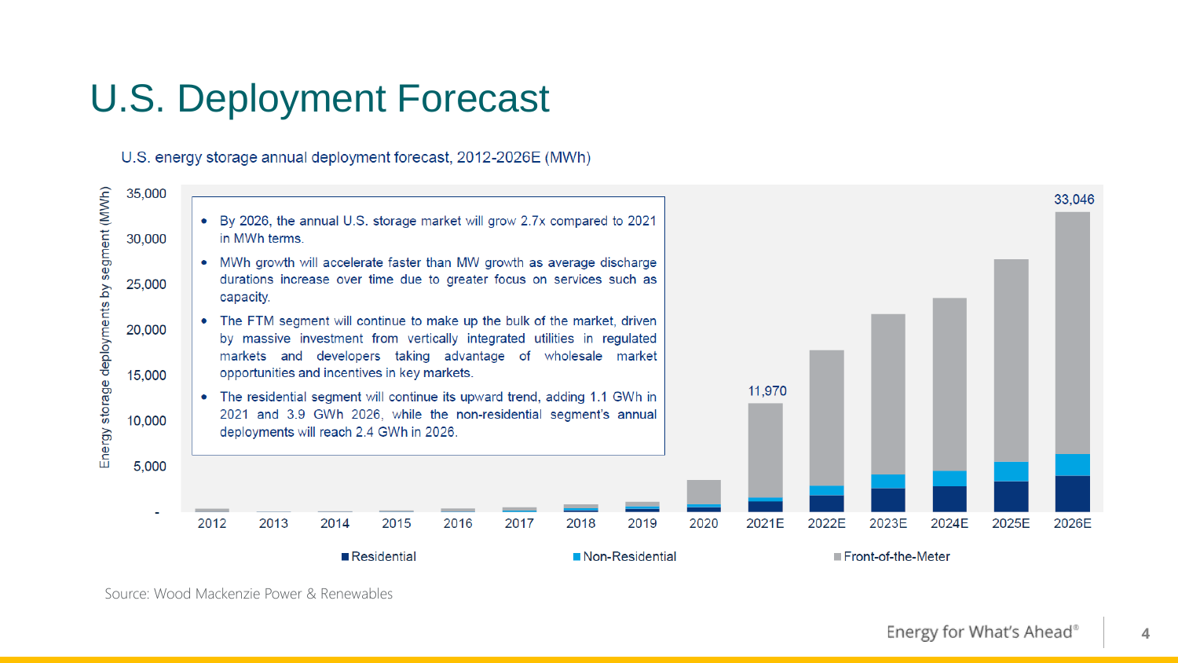# U.S. Deployment Forecast

U.S. energy storage annual deployment forecast, 2012-2026E (MWh)

- By 2026, the annual U.S. storage market will grow 2.7x compared to 2021 in MWh terms.
- MWh growth will accelerate faster than MW growth as average discharge durations increase over time due to greater focus on services such as capacity.
- The FTM segment will continue to make up the bulk of the market, driven by massive investment from vertically integrated utilities in regulated markets and developers taking advantage of wholesale market opportunities and incentives in key markets.
- The residential segment will continue its upward trend, adding 1.1 GWh in 2021 and 3.9 GWh 2026, while the non-residential segment's annual deployments will reach 2.4 GWh in 2026.

Energy storage deployments by segment (MWh): 2021E: 11,970; 2026E: 33,046

Legend: Residential, Non-Residential, Front-of-the-Meter

Source: Wood Mackenzie Power & Renewables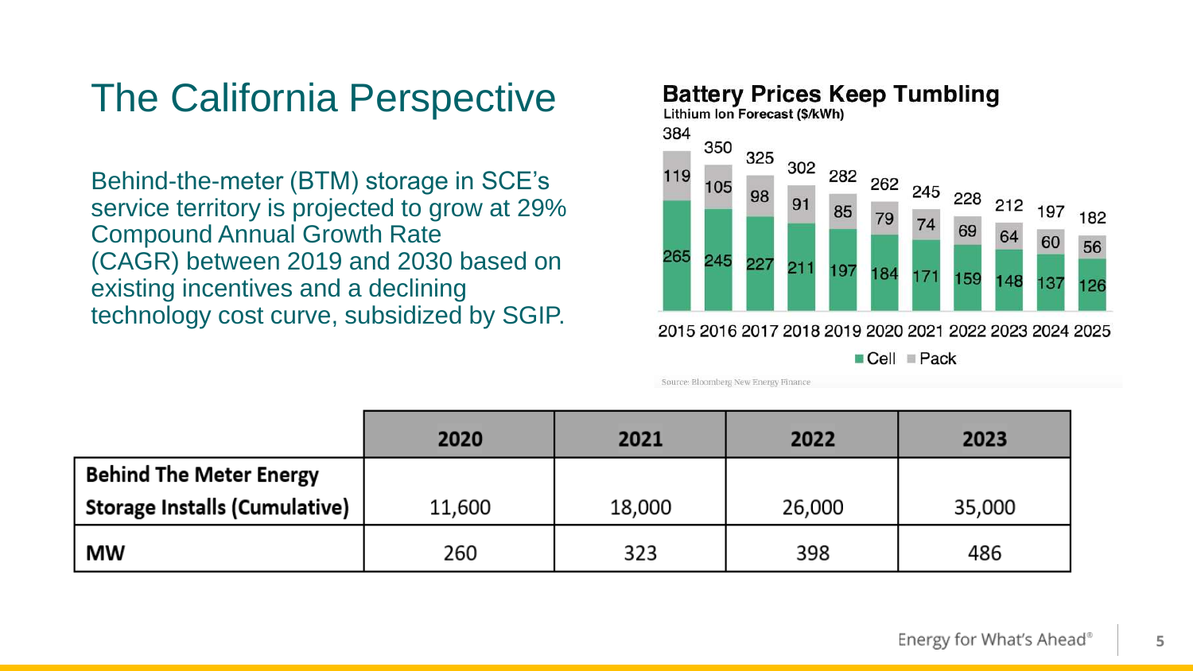# The California Perspective

Behind-the-meter (BTM) storage in SCE's service territory is projected to grow at 29% Compound Annual Growth Rate (CAGR) between 2019 and 2030 based on existing incentives and a declining technology cost curve, subsidized by SGIP.

**Battery Prices Keep Tumbling**

**Lithium Ion Forecast ($/kWh)**

| Year | Cell | Pack | Total |
|---|---|---|---|
| 2015 | 265 | 119 | 384 |
| 2016 | 245 | 105 | 350 |
| 2017 | 227 | 98 | 325 |
| 2018 | 211 | 91 | 302 |
| 2019 | 197 | 85 | 282 |
| 2020 | 184 | 79 | 262 |
| 2021 | 171 | 74 | 245 |
| 2022 | 159 | 69 | 228 |
| 2023 | 148 | 64 | 212 |
| 2024 | 137 | 60 | 197 |
| 2025 | 126 | 56 | 182 |

Source: Bloomberg New Energy Finance

| | 2020 | 2021 | 2022 | 2023 |
|---|---|---|---|---|
| **Behind The Meter Energy Storage Installs (Cumulative)** | 11,600 | 18,000 | 26,000 | 35,000 |
| **MW** | 260 | 323 | 398 | 486 |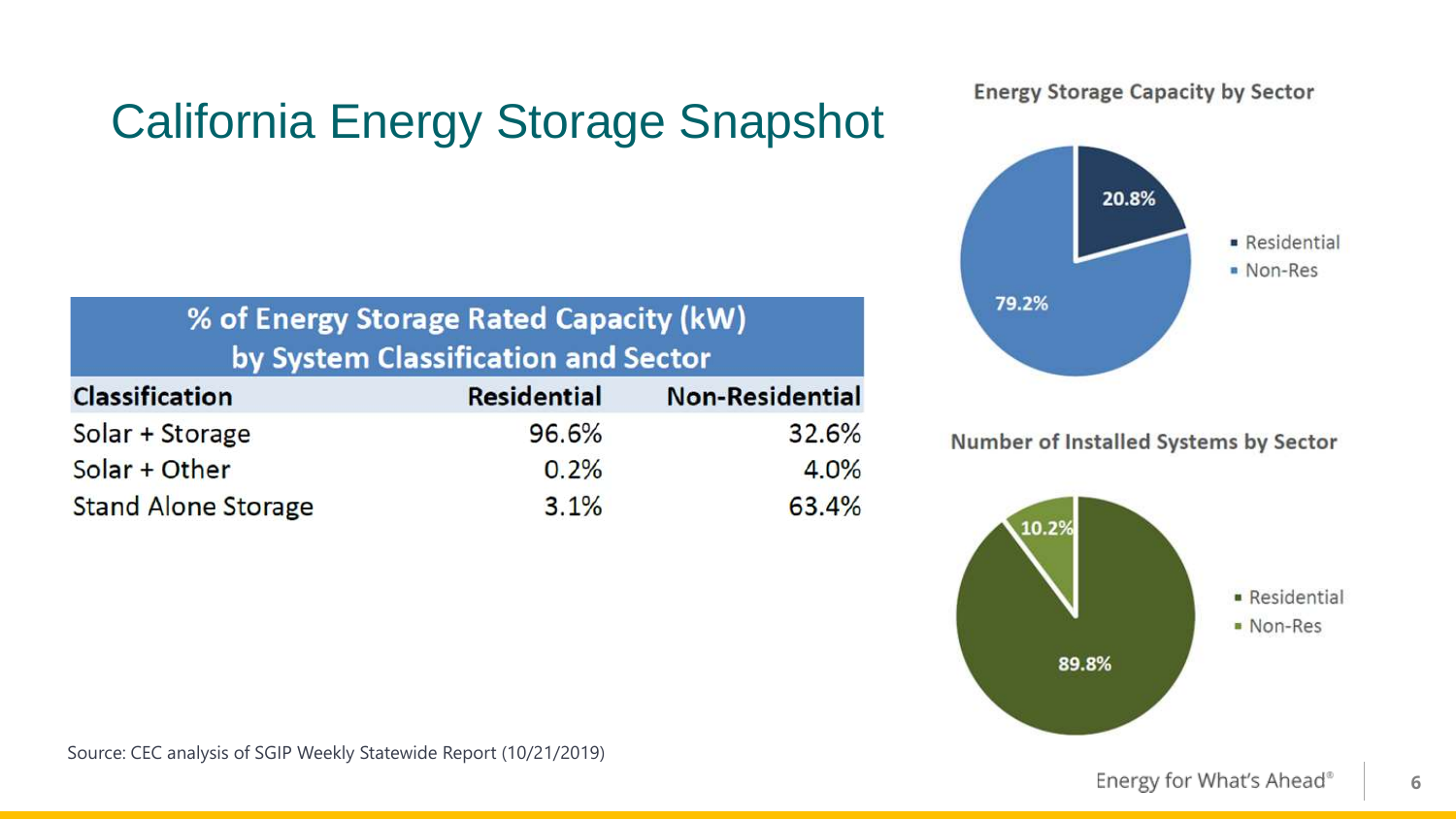# California Energy Storage Snapshot

| % of Energy Storage Rated Capacity (kW) by System Classification and Sector | | |
|---|---|---|
| **Classification** | **Residential** | **Non-Residential** |
| Solar + Storage | 96.6% | 32.6% |
| Solar + Other | 0.2% | 4.0% |
| Stand Alone Storage | 3.1% | 63.4% |

**Energy Storage Capacity by Sector**

- Residential: 20.8%
- Non-Res: 79.2%

**Number of Installed Systems by Sector**

- Residential: 89.8%
- Non-Res: 10.2%

Source: CEC analysis of SGIP Weekly Statewide Report (10/21/2019)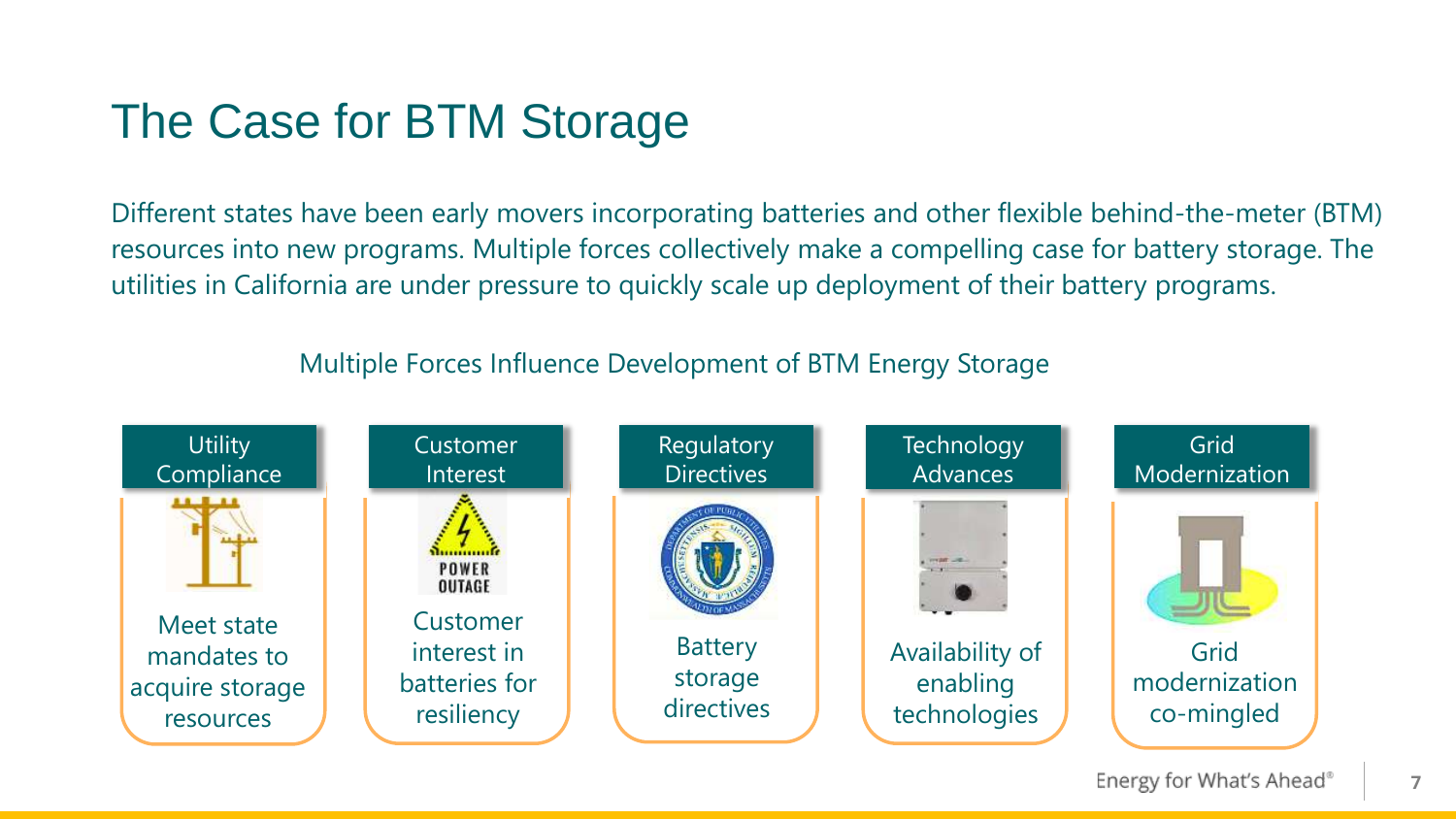# The Case for BTM Storage

Different states have been early movers incorporating batteries and other flexible behind-the-meter (BTM) resources into new programs. Multiple forces collectively make a compelling case for battery storage. The utilities in California are under pressure to quickly scale up deployment of their battery programs.

Multiple Forces Influence Development of BTM Energy Storage

| Utility Compliance | Customer Interest | Regulatory Directives | Technology Advances | Grid Modernization |
|---|---|---|---|---|
| Meet state mandates to acquire storage resources | Customer interest in batteries for resiliency | Battery storage directives | Availability of enabling technologies | Grid modernization co-mingled |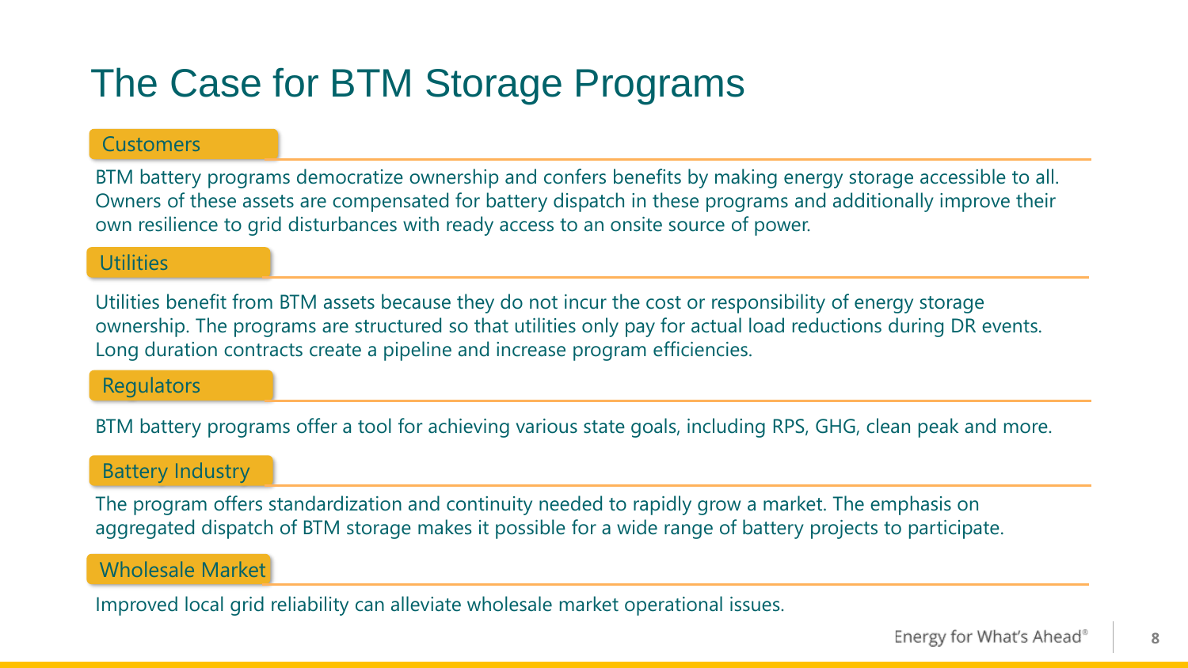# The Case for BTM Storage Programs

## Customers

BTM battery programs democratize ownership and confers benefits by making energy storage accessible to all. Owners of these assets are compensated for battery dispatch in these programs and additionally improve their own resilience to grid disturbances with ready access to an onsite source of power.

## Utilities

Utilities benefit from BTM assets because they do not incur the cost or responsibility of energy storage ownership. The programs are structured so that utilities only pay for actual load reductions during DR events. Long duration contracts create a pipeline and increase program efficiencies.

## Regulators

BTM battery programs offer a tool for achieving various state goals, including RPS, GHG, clean peak and more.

## Battery Industry

The program offers standardization and continuity needed to rapidly grow a market. The emphasis on aggregated dispatch of BTM storage makes it possible for a wide range of battery projects to participate.

## Wholesale Market

Improved local grid reliability can alleviate wholesale market operational issues.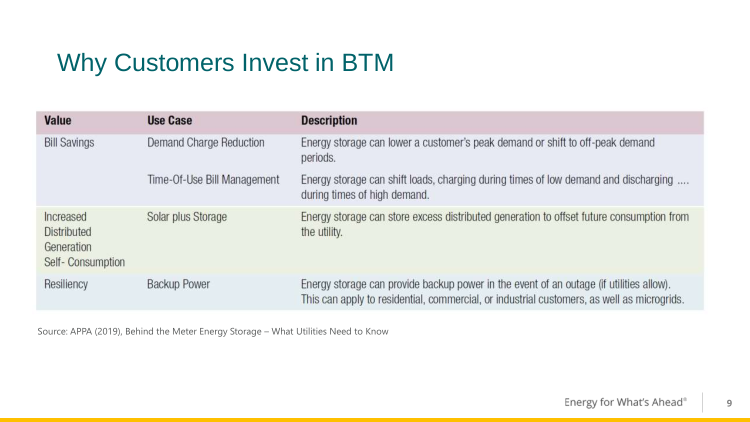# Why Customers Invest in BTM

| Value | Use Case | Description |
|---|---|---|
| Bill Savings | Demand Charge Reduction | Energy storage can lower a customer's peak demand or shift to off-peak demand periods. |
| | Time-Of-Use Bill Management | Energy storage can shift loads, charging during times of low demand and discharging .... during times of high demand. |
| Increased Distributed Generation Self- Consumption | Solar plus Storage | Energy storage can store excess distributed generation to offset future consumption from the utility. |
| Resiliency | Backup Power | Energy storage can provide backup power in the event of an outage (if utilities allow). This can apply to residential, commercial, or industrial customers, as well as microgrids. |

Source: APPA (2019), Behind the Meter Energy Storage – What Utilities Need to Know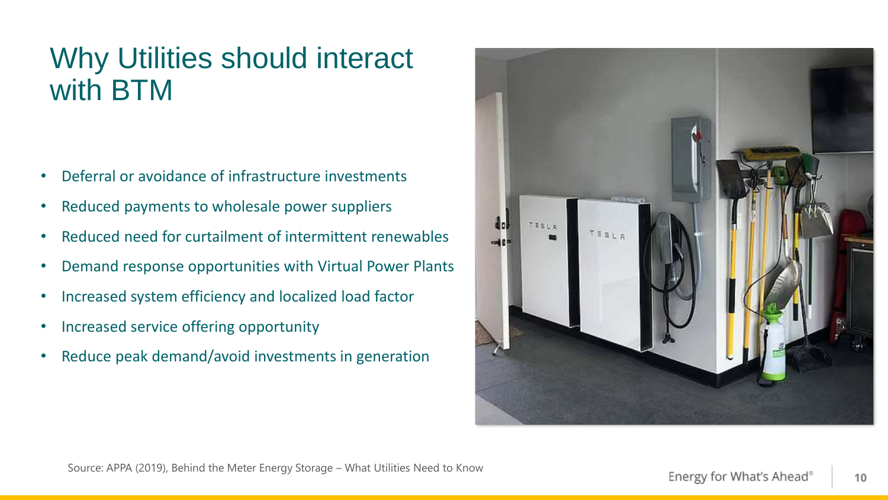# Why Utilities should interact with BTM

- Deferral or avoidance of infrastructure investments
- Reduced payments to wholesale power suppliers
- Reduced need for curtailment of intermittent renewables
- Demand response opportunities with Virtual Power Plants
- Increased system efficiency and localized load factor
- Increased service offering opportunity
- Reduce peak demand/avoid investments in generation

Source: APPA (2019), Behind the Meter Energy Storage – What Utilities Need to Know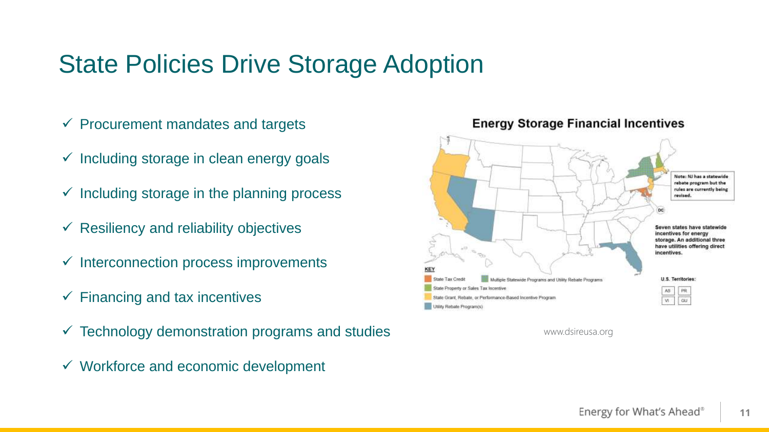# State Policies Drive Storage Adoption

- ✓ Procurement mandates and targets
- ✓ Including storage in clean energy goals
- ✓ Including storage in the planning process
- ✓ Resiliency and reliability objectives
- ✓ Interconnection process improvements
- ✓ Financing and tax incentives
- ✓ Technology demonstration programs and studies
- ✓ Workforce and economic development

**Energy Storage Financial Incentives**

Note: NJ has a statewide rebate program but the rules are currently being revised.

Seven states have statewide incentives for energy storage. An additional three have utilities offering direct incentives.

KEY

- State Tax Credit
- Multiple Statewide Programs and Utility Rebate Programs
- State Property or Sales Tax Incentive
- State Grant, Rebate, or Performance-Based Incentive Program
- Utility Rebate Program(s)

U.S. Territories: AS, PR, VI, GU

www.dsireusa.org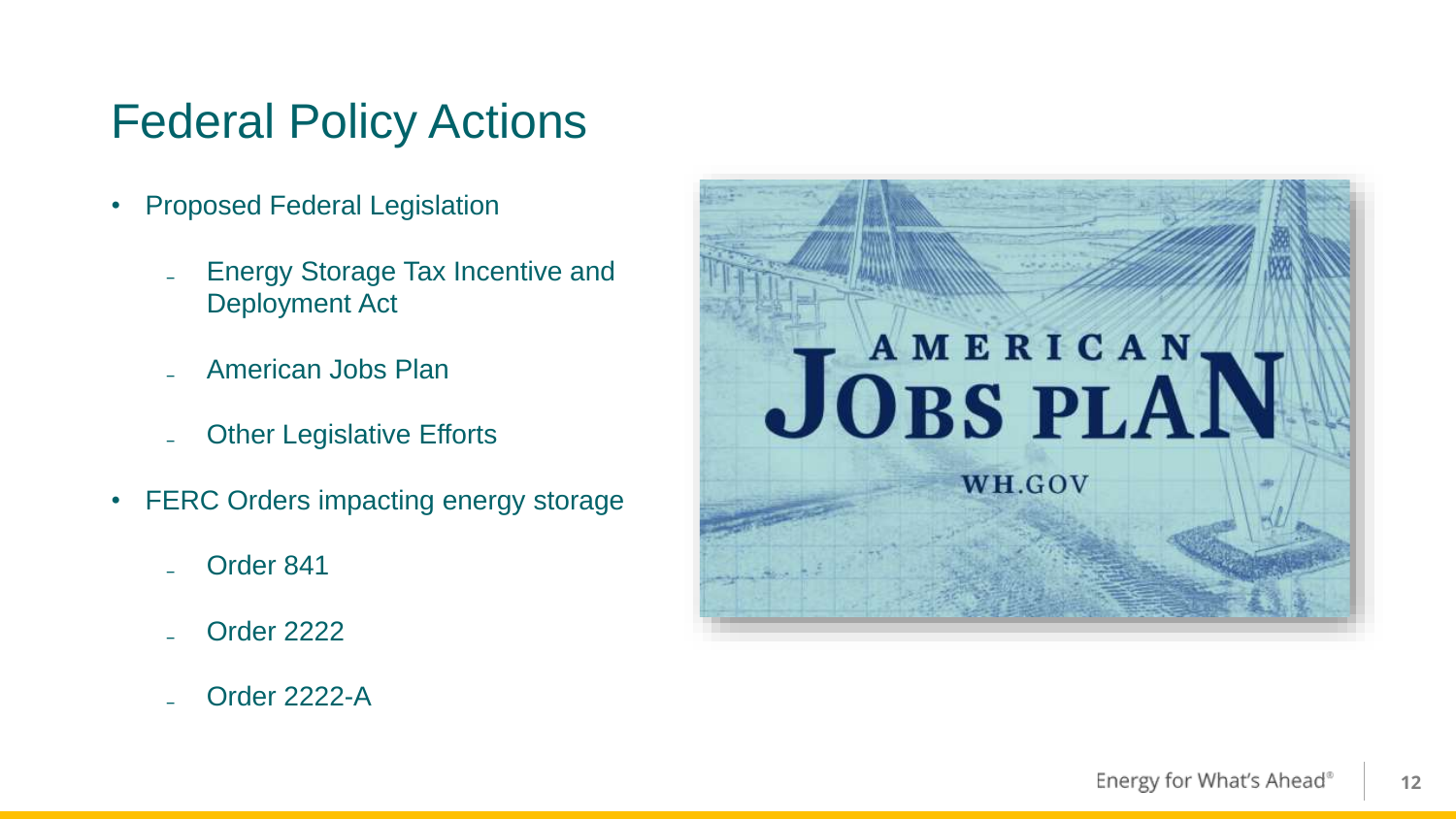# Federal Policy Actions

- Proposed Federal Legislation
  - Energy Storage Tax Incentive and Deployment Act
  - American Jobs Plan
  - Other Legislative Efforts
- FERC Orders impacting energy storage
  - Order 841
  - Order 2222
  - Order 2222-A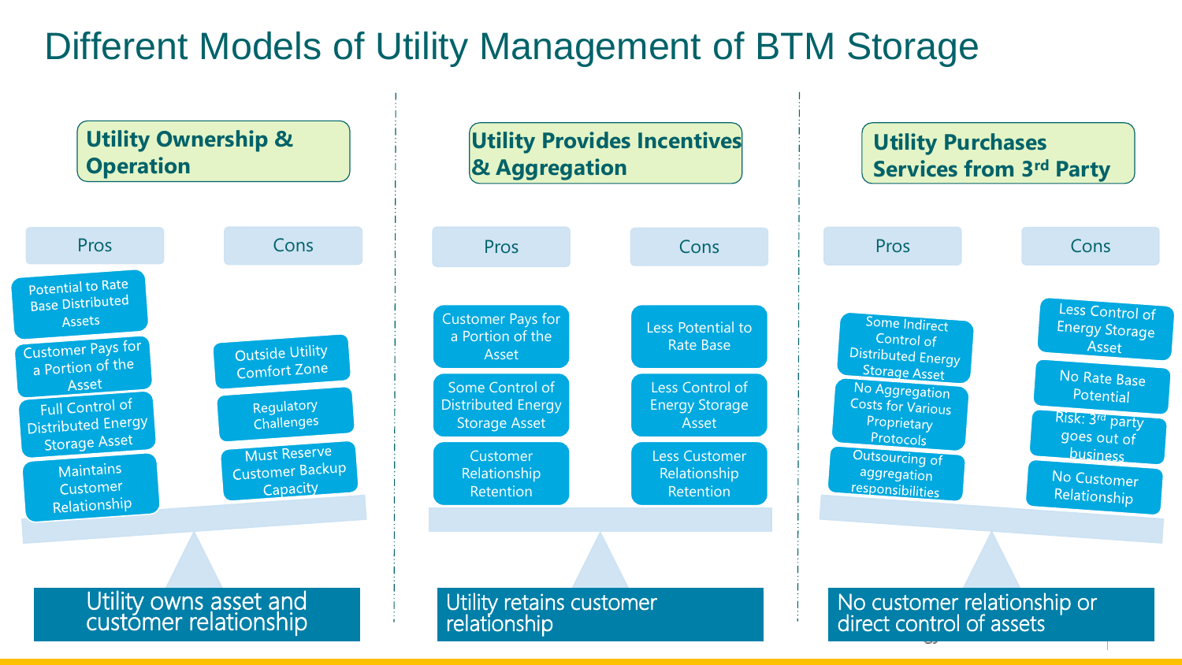# Different Models of Utility Management of BTM Storage

## Utility Ownership & Operation

| Pros | Cons |
|---|---|
| Potential to Rate Base Distributed Assets | Outside Utility Comfort Zone |
| Customer Pays for a Portion of the Asset | Regulatory Challenges |
| Full Control of Distributed Energy Storage Asset | Must Reserve Customer Backup Capacity |
| Maintains Customer Relationship | |

**Utility owns asset and customer relationship**

## Utility Provides Incentives & Aggregation

| Pros | Cons |
|---|---|
| Customer Pays for a Portion of the Asset | Less Potential to Rate Base |
| Some Control of Distributed Energy Storage Asset | Less Control of Energy Storage Asset |
| Customer Relationship Retention | Less Customer Relationship Retention |

**Utility retains customer relationship**

## Utility Purchases Services from 3rd Party

| Pros | Cons |
|---|---|
| Some Indirect Control of Distributed Energy Storage Asset | Less Control of Energy Storage Asset |
| No Aggregation Costs for Various Proprietary Protocols | No Rate Base Potential |
| Outsourcing of aggregation responsibilities | Risk: 3rd party goes out of business |
| | No Customer Relationship |

**No customer relationship or direct control of assets**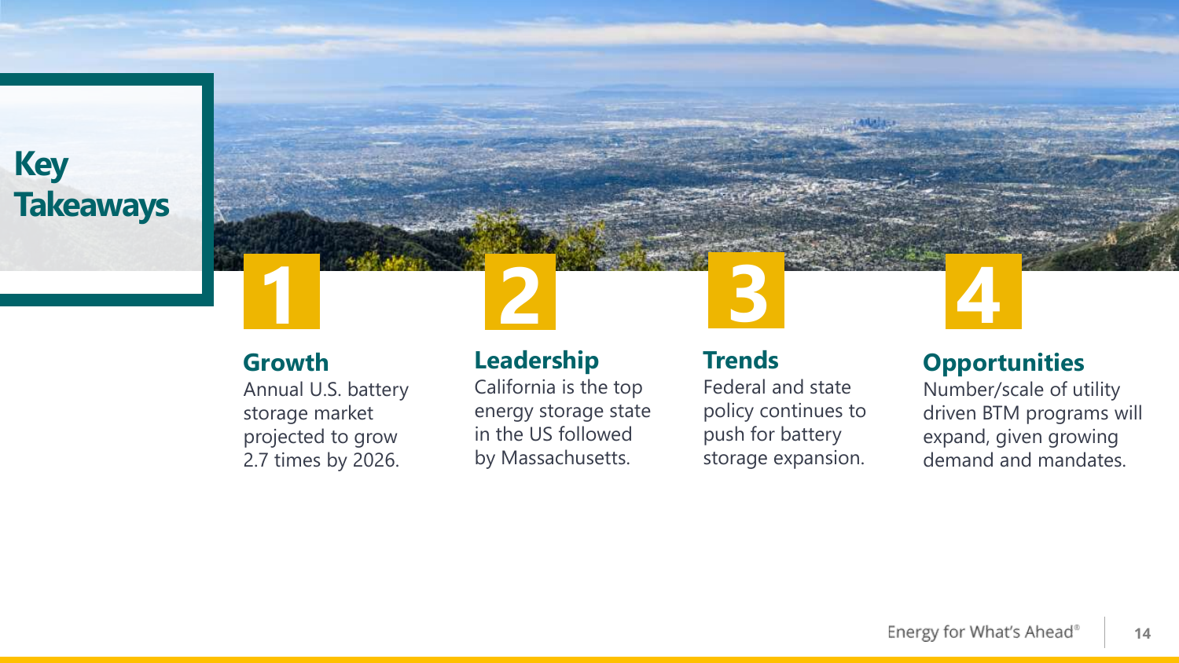# Key Takeaways

## 1

### Growth

Annual U.S. battery storage market projected to grow 2.7 times by 2026.

## 2

### Leadership

California is the top energy storage state in the US followed by Massachusetts.

## 3

### Trends

Federal and state policy continues to push for battery storage expansion.

## 4

### Opportunities

Number/scale of utility driven BTM programs will expand, given growing demand and mandates.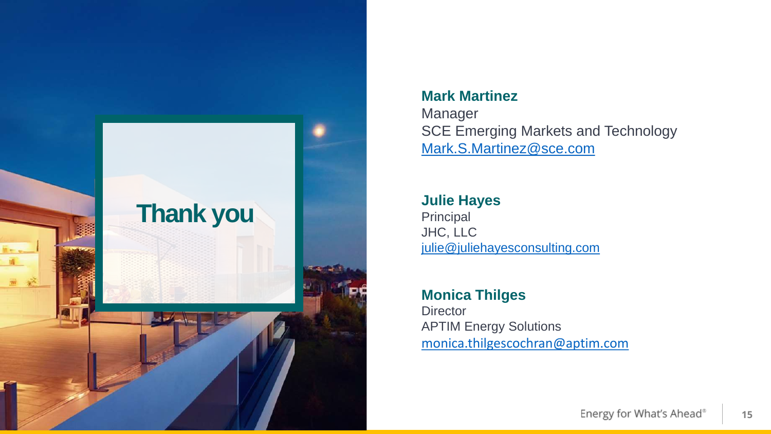# Thank you

**Mark Martinez**
Manager
SCE Emerging Markets and Technology
Mark.S.Martinez@sce.com

**Julie Hayes**
Principal
JHC, LLC
julie@juliehayesconsulting.com

**Monica Thilges**
Director
APTIM Energy Solutions
monica.thilgescochran@aptim.com